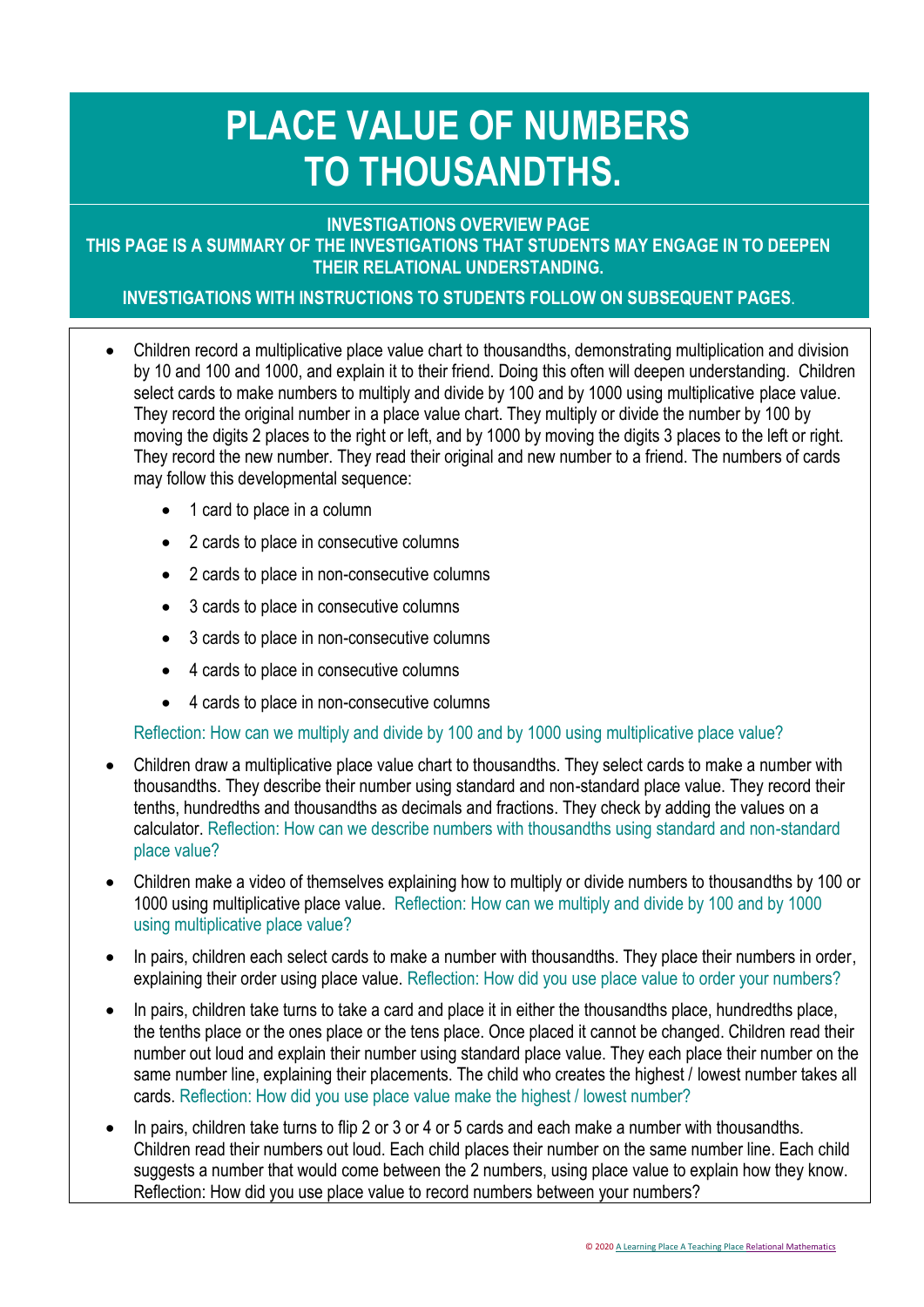# PLACE VALUE OF NUMBERS TO THOUSANDTHS.

**INVESTIGATIONS OVERVIEW PAGE**
**THIS PAGE IS A SUMMARY OF THE INVESTIGATIONS THAT STUDENTS MAY ENGAGE IN TO DEEPEN THEIR RELATIONAL UNDERSTANDING.**

**INVESTIGATIONS WITH INSTRUCTIONS TO STUDENTS FOLLOW ON SUBSEQUENT PAGES**.

- Children record a multiplicative place value chart to thousandths, demonstrating multiplication and division by 10 and 100 and 1000, and explain it to their friend. Doing this often will deepen understanding. Children select cards to make numbers to multiply and divide by 100 and by 1000 using multiplicative place value. They record the original number in a place value chart. They multiply or divide the number by 100 by moving the digits 2 places to the right or left, and by 1000 by moving the digits 3 places to the left or right. They record the new number. They read their original and new number to a friend. The numbers of cards may follow this developmental sequence:
  - 1 card to place in a column
  - 2 cards to place in consecutive columns
  - 2 cards to place in non-consecutive columns
  - 3 cards to place in consecutive columns
  - 3 cards to place in non-consecutive columns
  - 4 cards to place in consecutive columns
  - 4 cards to place in non-consecutive columns

  Reflection: How can we multiply and divide by 100 and by 1000 using multiplicative place value?

- Children draw a multiplicative place value chart to thousandths. They select cards to make a number with thousandths. They describe their number using standard and non-standard place value. They record their tenths, hundredths and thousandths as decimals and fractions. They check by adding the values on a calculator. Reflection: How can we describe numbers with thousandths using standard and non-standard place value?
- Children make a video of themselves explaining how to multiply or divide numbers to thousandths by 100 or 1000 using multiplicative place value. Reflection: How can we multiply and divide by 100 and by 1000 using multiplicative place value?
- In pairs, children each select cards to make a number with thousandths. They place their numbers in order, explaining their order using place value. Reflection: How did you use place value to order your numbers?
- In pairs, children take turns to take a card and place it in either the thousandths place, hundredths place, the tenths place or the ones place or the tens place. Once placed it cannot be changed. Children read their number out loud and explain their number using standard place value. They each place their number on the same number line, explaining their placements. The child who creates the highest / lowest number takes all cards. Reflection: How did you use place value make the highest / lowest number?
- In pairs, children take turns to flip 2 or 3 or 4 or 5 cards and each make a number with thousandths. Children read their numbers out loud. Each child places their number on the same number line. Each child suggests a number that would come between the 2 numbers, using place value to explain how they know. Reflection: How did you use place value to record numbers between your numbers?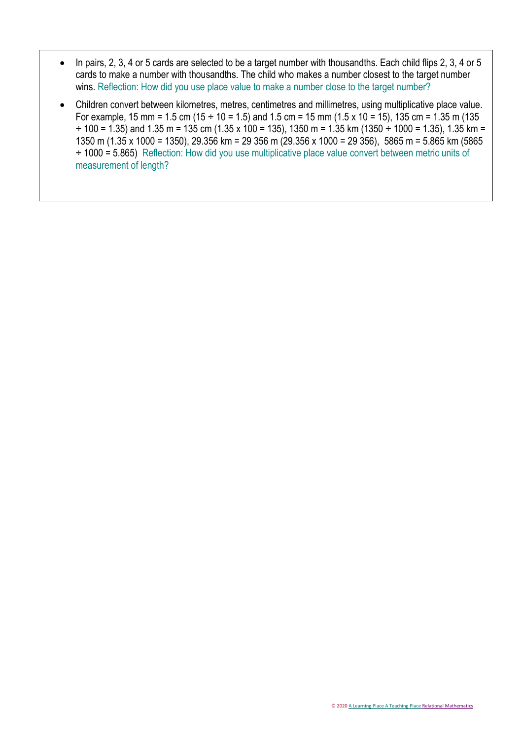- In pairs, 2, 3, 4 or 5 cards are selected to be a target number with thousandths. Each child flips 2, 3, 4 or 5 cards to make a number with thousandths. The child who makes a number closest to the target number wins. Reflection: How did you use place value to make a number close to the target number?

- Children convert between kilometres, metres, centimetres and millimetres, using multiplicative place value. For example, 15 mm = 1.5 cm (15 ÷ 10 = 1.5) and 1.5 cm = 15 mm (1.5 x 10 = 15), 135 cm = 1.35 m (135 ÷ 100 = 1.35) and 1.35 m = 135 cm (1.35 x 100 = 135), 1350 m = 1.35 km (1350 ÷ 1000 = 1.35), 1.35 km = 1350 m (1.35 x 1000 = 1350), 29.356 km = 29 356 m (29.356 x 1000 = 29 356), 5865 m = 5.865 km (5865 ÷ 1000 = 5.865) Reflection: How did you use multiplicative place value convert between metric units of measurement of length?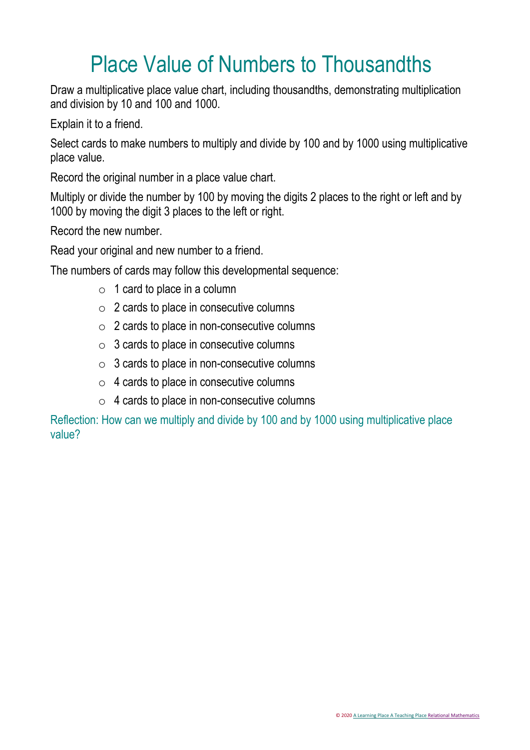# Place Value of Numbers to Thousandths

Draw a multiplicative place value chart, including thousandths, demonstrating multiplication and division by 10 and 100 and 1000.

Explain it to a friend.

Select cards to make numbers to multiply and divide by 100 and by 1000 using multiplicative place value.

Record the original number in a place value chart.

Multiply or divide the number by 100 by moving the digits 2 places to the right or left and by 1000 by moving the digit 3 places to the left or right.

Record the new number.

Read your original and new number to a friend.

The numbers of cards may follow this developmental sequence:

- 1 card to place in a column
- 2 cards to place in consecutive columns
- 2 cards to place in non-consecutive columns
- 3 cards to place in consecutive columns
- 3 cards to place in non-consecutive columns
- 4 cards to place in consecutive columns
- 4 cards to place in non-consecutive columns

Reflection: How can we multiply and divide by 100 and by 1000 using multiplicative place value?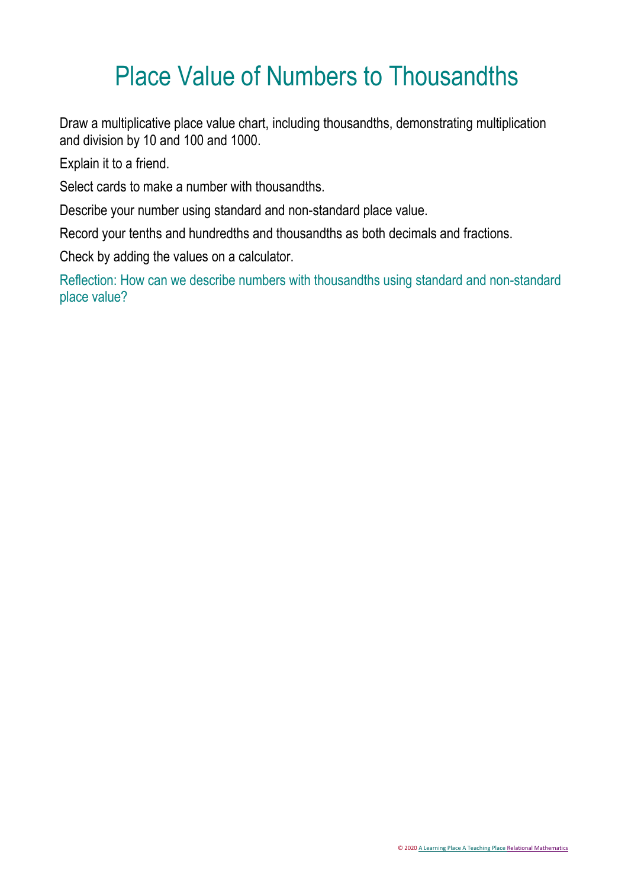# Place Value of Numbers to Thousandths

Draw a multiplicative place value chart, including thousandths, demonstrating multiplication and division by 10 and 100 and 1000.

Explain it to a friend.

Select cards to make a number with thousandths.

Describe your number using standard and non-standard place value.

Record your tenths and hundredths and thousandths as both decimals and fractions.

Check by adding the values on a calculator.

Reflection: How can we describe numbers with thousandths using standard and non-standard place value?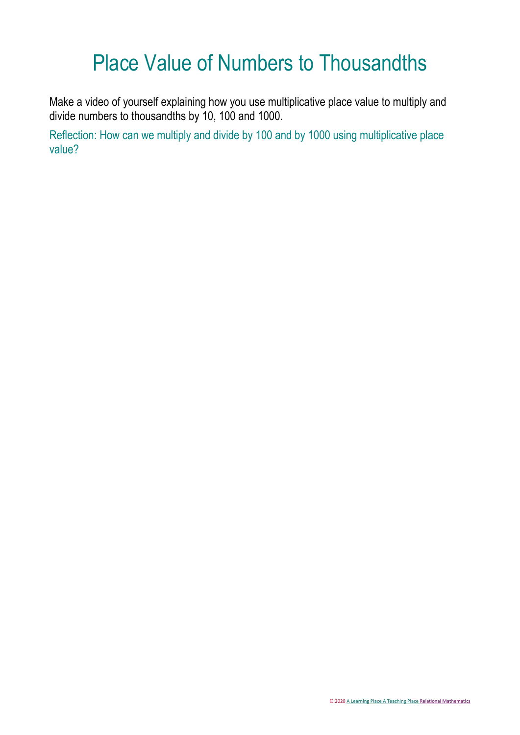# Place Value of Numbers to Thousandths

Make a video of yourself explaining how you use multiplicative place value to multiply and divide numbers to thousandths by 10, 100 and 1000.

Reflection: How can we multiply and divide by 100 and by 1000 using multiplicative place value?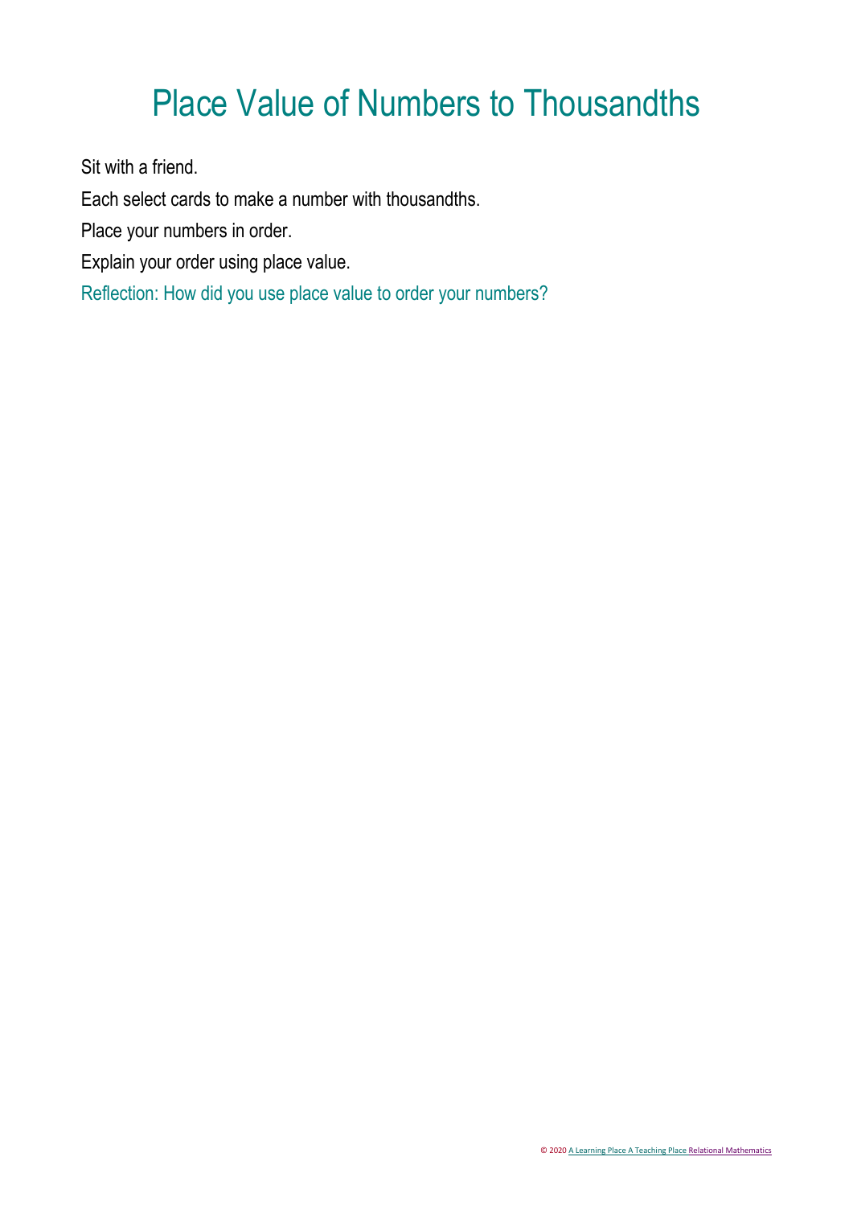# Place Value of Numbers to Thousandths

Sit with a friend.

Each select cards to make a number with thousandths.

Place your numbers in order.

Explain your order using place value.

Reflection: How did you use place value to order your numbers?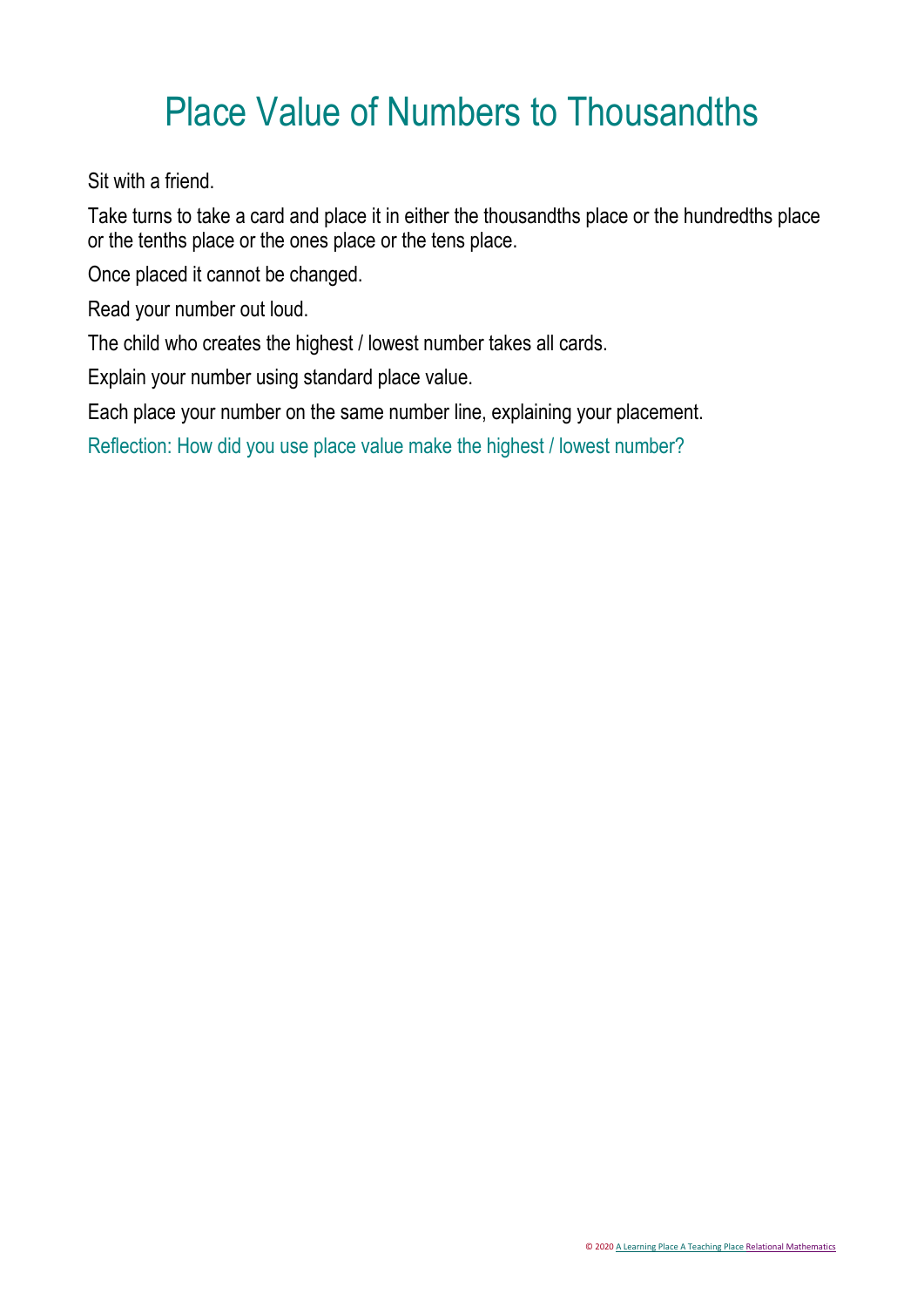# Place Value of Numbers to Thousandths

Sit with a friend.

Take turns to take a card and place it in either the thousandths place or the hundredths place or the tenths place or the ones place or the tens place.

Once placed it cannot be changed.

Read your number out loud.

The child who creates the highest / lowest number takes all cards.

Explain your number using standard place value.

Each place your number on the same number line, explaining your placement.

Reflection: How did you use place value make the highest / lowest number?

© 2020 A Learning Place A Teaching Place Relational Mathematics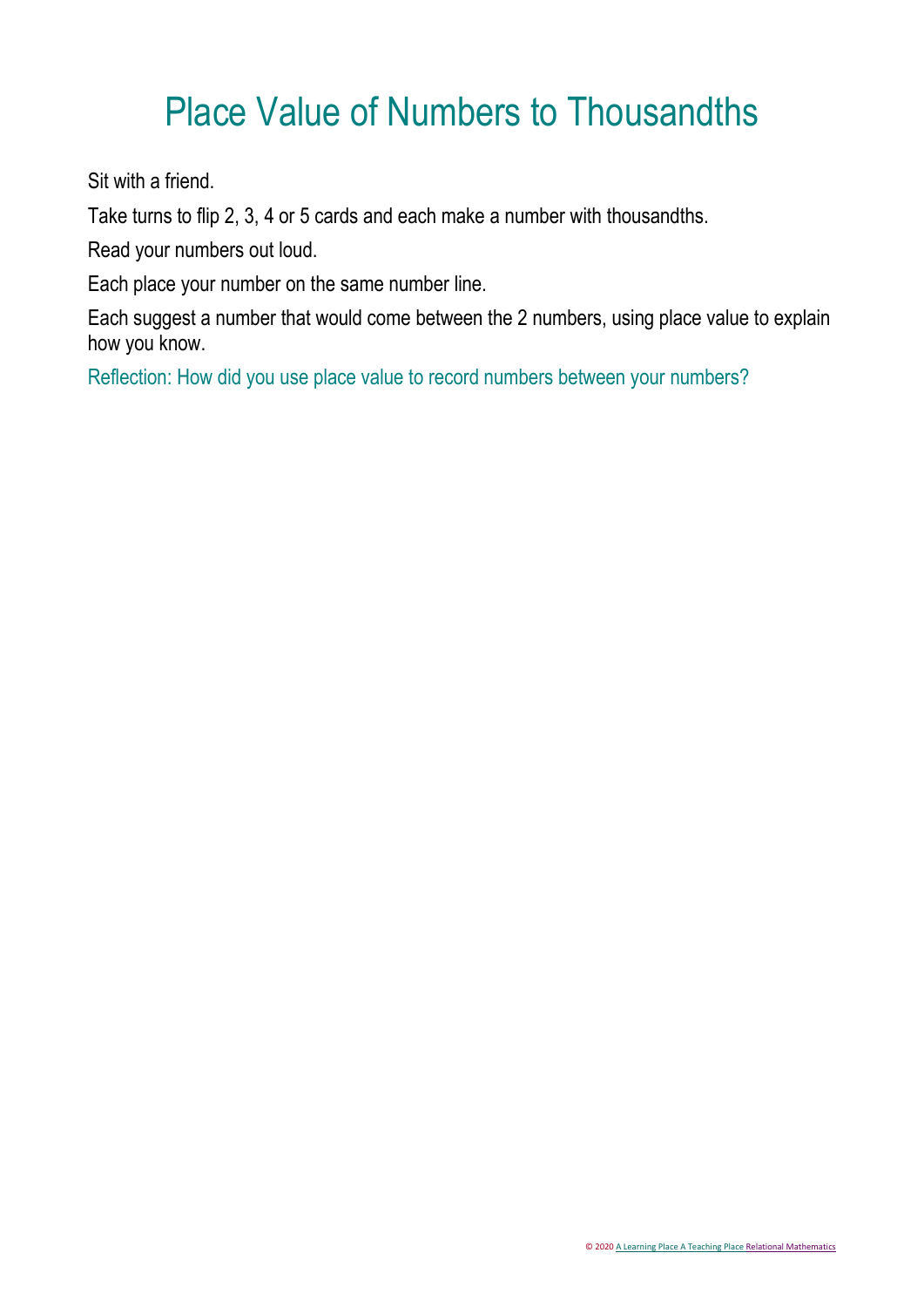# Place Value of Numbers to Thousandths

Sit with a friend.

Take turns to flip 2, 3, 4 or 5 cards and each make a number with thousandths.

Read your numbers out loud.

Each place your number on the same number line.

Each suggest a number that would come between the 2 numbers, using place value to explain how you know.

Reflection: How did you use place value to record numbers between your numbers?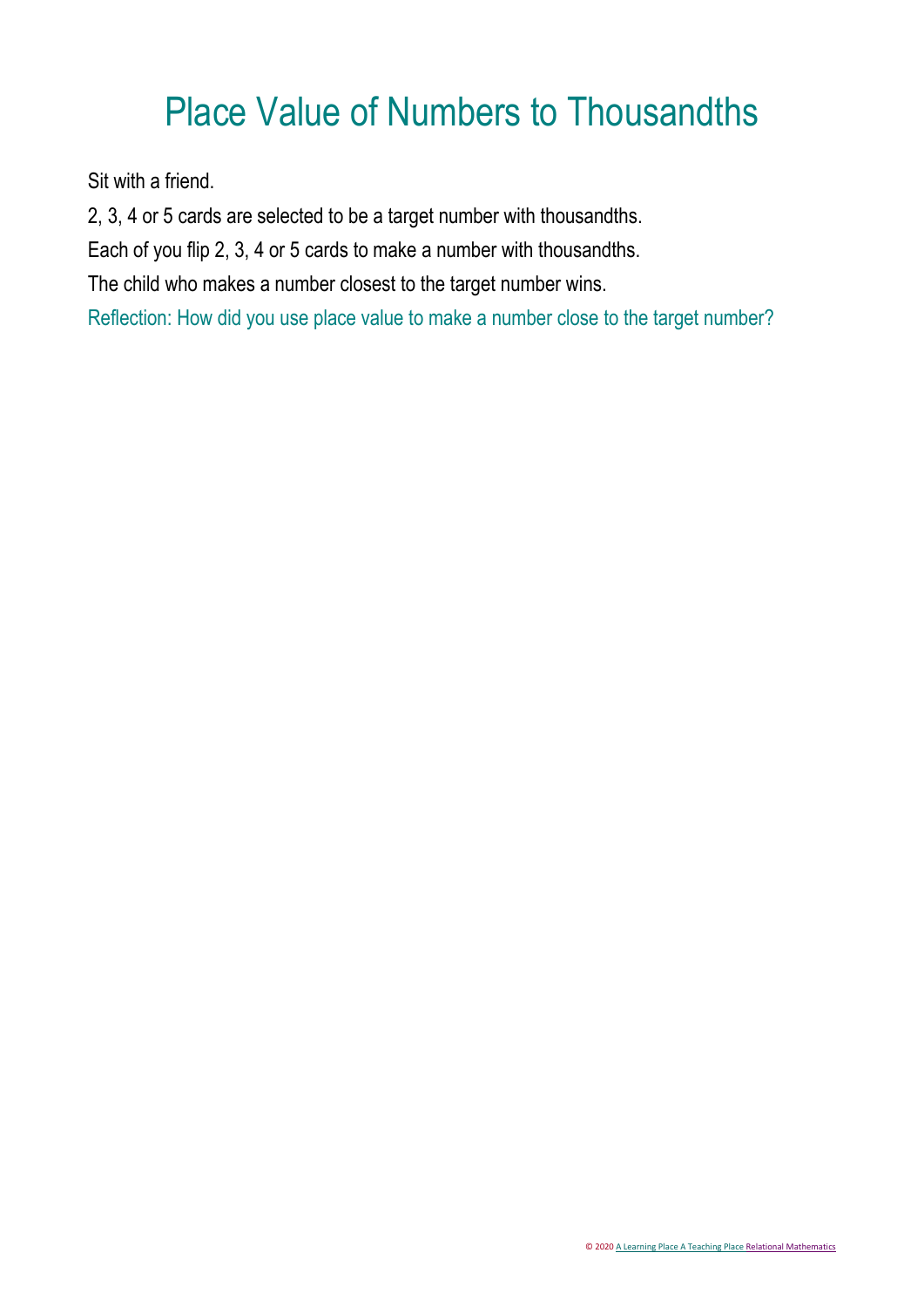# Place Value of Numbers to Thousandths

Sit with a friend.

2, 3, 4 or 5 cards are selected to be a target number with thousandths.

Each of you flip 2, 3, 4 or 5 cards to make a number with thousandths.

The child who makes a number closest to the target number wins.

Reflection: How did you use place value to make a number close to the target number?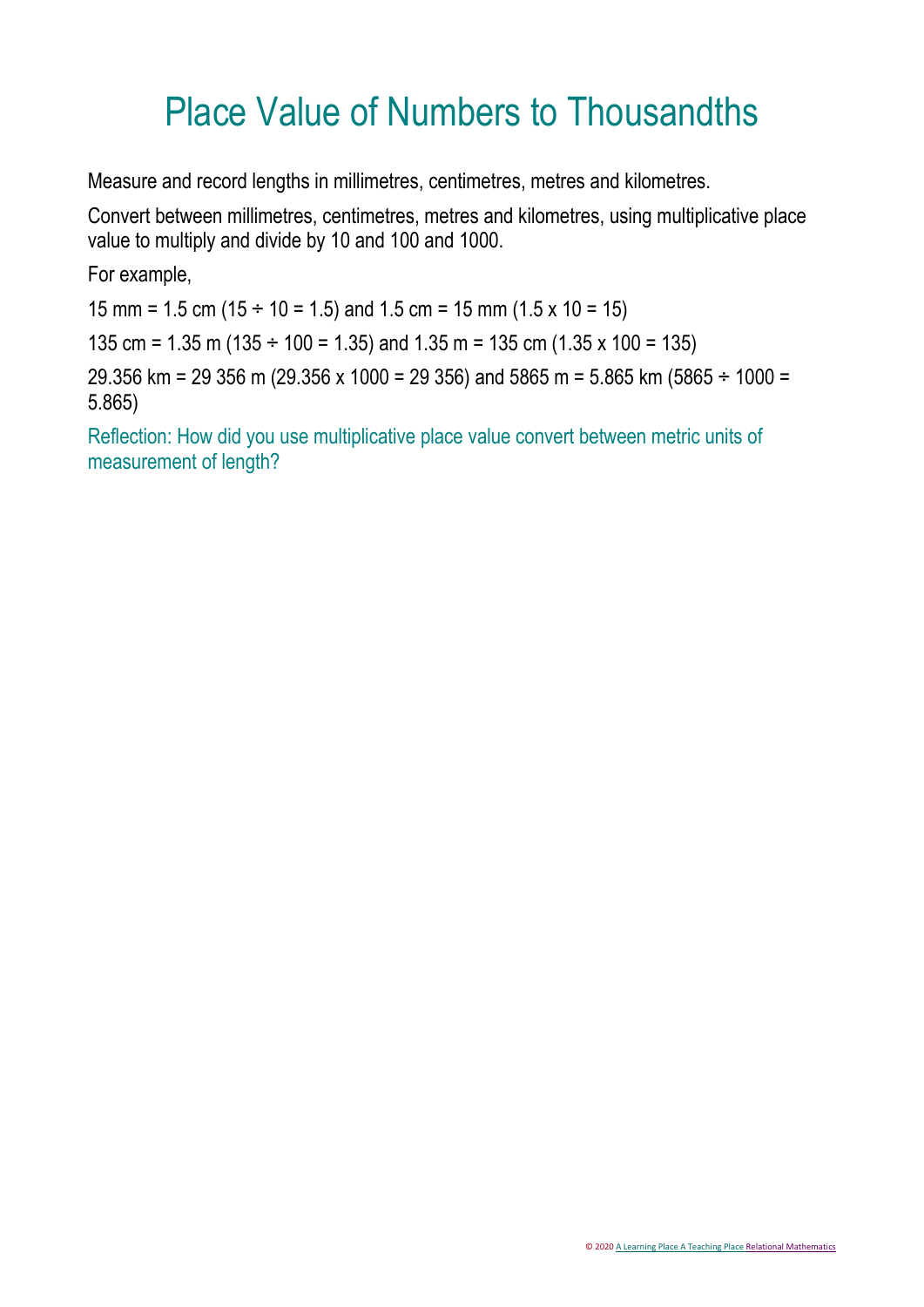# Place Value of Numbers to Thousandths

Measure and record lengths in millimetres, centimetres, metres and kilometres.

Convert between millimetres, centimetres, metres and kilometres, using multiplicative place value to multiply and divide by 10 and 100 and 1000.

For example,

15 mm = 1.5 cm (15 ÷ 10 = 1.5) and 1.5 cm = 15 mm (1.5 x 10 = 15)

135 cm = 1.35 m (135 ÷ 100 = 1.35) and 1.35 m = 135 cm (1.35 x 100 = 135)

29.356 km = 29 356 m (29.356 x 1000 = 29 356) and 5865 m = 5.865 km (5865 ÷ 1000 = 5.865)

Reflection: How did you use multiplicative place value convert between metric units of measurement of length?